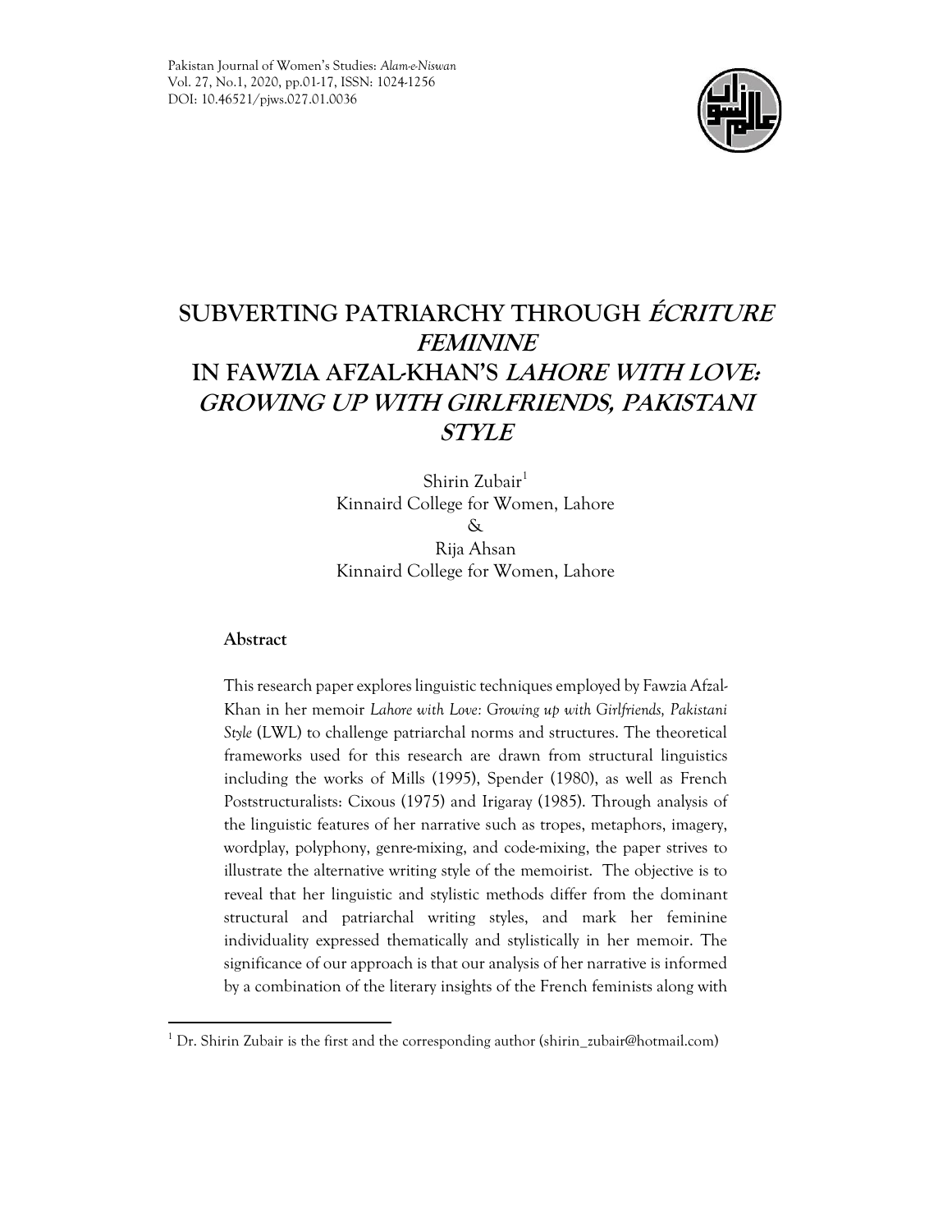# SUBVERTING PATRIARCHY THROUGH *ÉCRITURE FEMININE* IN FAWZIA AFZAL-KHAN'S *LAHORE WITH LOVE: GROWING UP WITH GIRLFRIENDS, PAKISTANI STYLE*

Shirin Zubair[1]
Kinnaird College for Women, Lahore
&
Rija Ahsan
Kinnaird College for Women, Lahore

## Abstract

This research paper explores linguistic techniques employed by Fawzia Afzal-Khan in her memoir *Lahore with Love: Growing up with Girlfriends, Pakistani Style* (LWL) to challenge patriarchal norms and structures. The theoretical frameworks used for this research are drawn from structural linguistics including the works of Mills (1995), Spender (1980), as well as French Poststructuralists: Cixous (1975) and Irigaray (1985). Through analysis of the linguistic features of her narrative such as tropes, metaphors, imagery, wordplay, polyphony, genre-mixing, and code-mixing, the paper strives to illustrate the alternative writing style of the memoirist. The objective is to reveal that her linguistic and stylistic methods differ from the dominant structural and patriarchal writing styles, and mark her feminine individuality expressed thematically and stylistically in her memoir. The significance of our approach is that our analysis of her narrative is informed by a combination of the literary insights of the French feminists along with

[1] Dr. Shirin Zubair is the first and the corresponding author (shirin_zubair@hotmail.com)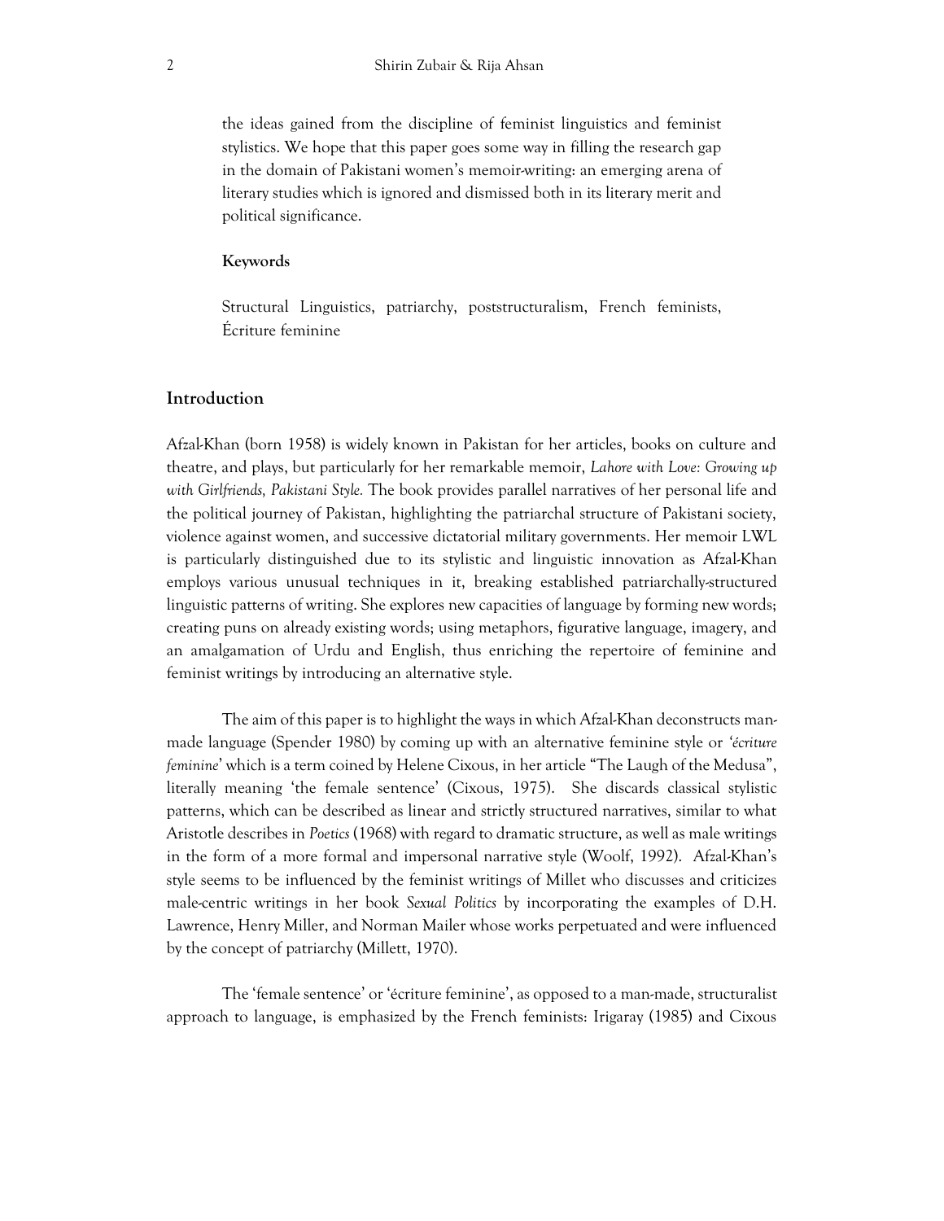the ideas gained from the discipline of feminist linguistics and feminist stylistics. We hope that this paper goes some way in filling the research gap in the domain of Pakistani women's memoir-writing: an emerging arena of literary studies which is ignored and dismissed both in its literary merit and political significance.

**Keywords**

Structural Linguistics, patriarchy, poststructuralism, French feminists, Écriture feminine

## Introduction

Afzal-Khan (born 1958) is widely known in Pakistan for her articles, books on culture and theatre, and plays, but particularly for her remarkable memoir, *Lahore with Love: Growing up with Girlfriends, Pakistani Style.* The book provides parallel narratives of her personal life and the political journey of Pakistan, highlighting the patriarchal structure of Pakistani society, violence against women, and successive dictatorial military governments. Her memoir LWL is particularly distinguished due to its stylistic and linguistic innovation as Afzal-Khan employs various unusual techniques in it, breaking established patriarchally-structured linguistic patterns of writing. She explores new capacities of language by forming new words; creating puns on already existing words; using metaphors, figurative language, imagery, and an amalgamation of Urdu and English, thus enriching the repertoire of feminine and feminist writings by introducing an alternative style.

The aim of this paper is to highlight the ways in which Afzal-Khan deconstructs man-made language (Spender 1980) by coming up with an alternative feminine style or '*écriture feminine*' which is a term coined by Helene Cixous, in her article "The Laugh of the Medusa", literally meaning 'the female sentence' (Cixous, 1975). She discards classical stylistic patterns, which can be described as linear and strictly structured narratives, similar to what Aristotle describes in *Poetics* (1968) with regard to dramatic structure, as well as male writings in the form of a more formal and impersonal narrative style (Woolf, 1992). Afzal-Khan's style seems to be influenced by the feminist writings of Millet who discusses and criticizes male-centric writings in her book *Sexual Politics* by incorporating the examples of D.H. Lawrence, Henry Miller, and Norman Mailer whose works perpetuated and were influenced by the concept of patriarchy (Millett, 1970).

The 'female sentence' or 'écriture feminine', as opposed to a man-made, structuralist approach to language, is emphasized by the French feminists: Irigaray (1985) and Cixous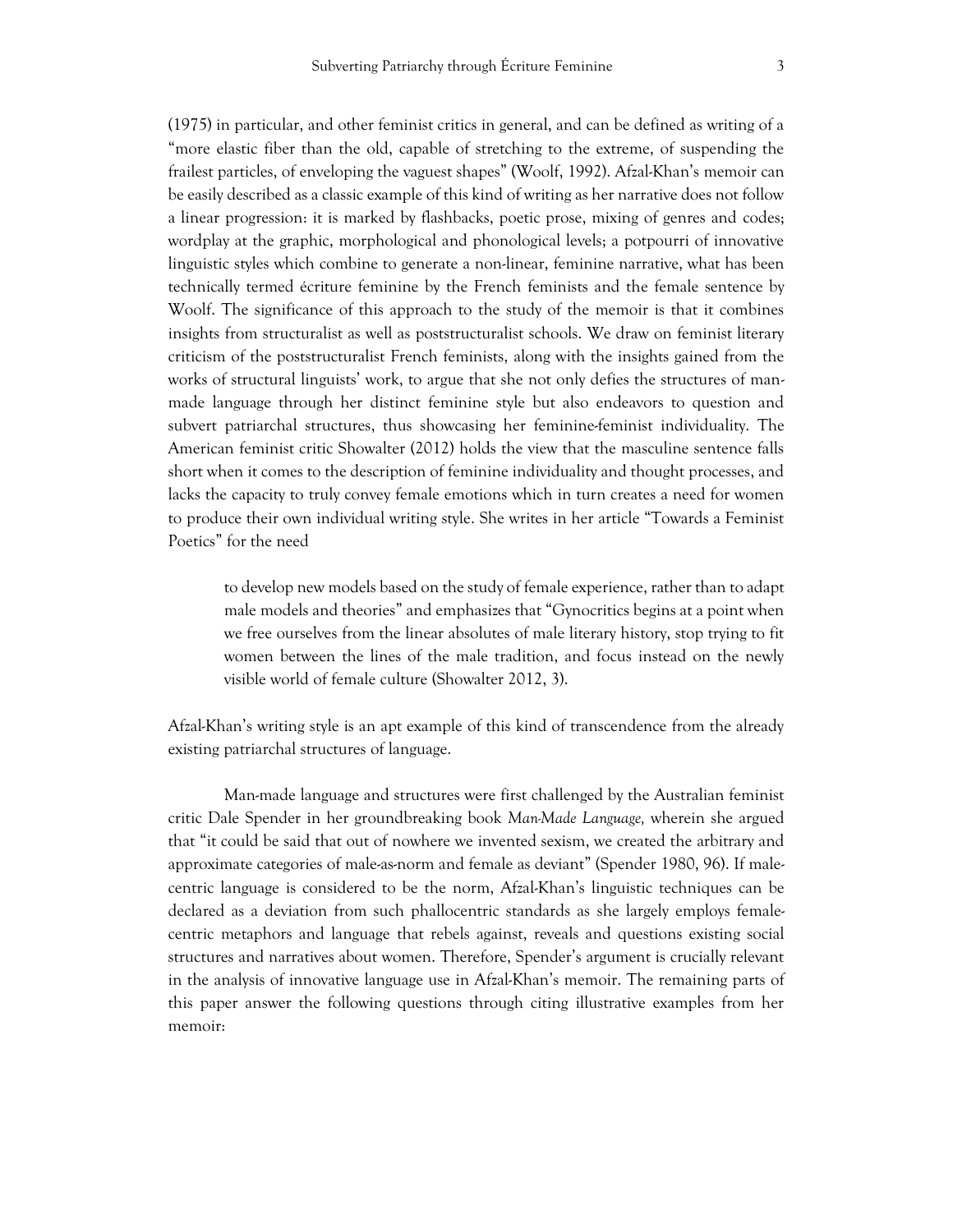(1975) in particular, and other feminist critics in general, and can be defined as writing of a "more elastic fiber than the old, capable of stretching to the extreme, of suspending the frailest particles, of enveloping the vaguest shapes" (Woolf, 1992). Afzal-Khan's memoir can be easily described as a classic example of this kind of writing as her narrative does not follow a linear progression: it is marked by flashbacks, poetic prose, mixing of genres and codes; wordplay at the graphic, morphological and phonological levels; a potpourri of innovative linguistic styles which combine to generate a non-linear, feminine narrative, what has been technically termed écriture feminine by the French feminists and the female sentence by Woolf. The significance of this approach to the study of the memoir is that it combines insights from structuralist as well as poststructuralist schools. We draw on feminist literary criticism of the poststructuralist French feminists, along with the insights gained from the works of structural linguists' work, to argue that she not only defies the structures of man-made language through her distinct feminine style but also endeavors to question and subvert patriarchal structures, thus showcasing her feminine-feminist individuality. The American feminist critic Showalter (2012) holds the view that the masculine sentence falls short when it comes to the description of feminine individuality and thought processes, and lacks the capacity to truly convey female emotions which in turn creates a need for women to produce their own individual writing style. She writes in her article "Towards a Feminist Poetics" for the need

> to develop new models based on the study of female experience, rather than to adapt male models and theories" and emphasizes that "Gynocritics begins at a point when we free ourselves from the linear absolutes of male literary history, stop trying to fit women between the lines of the male tradition, and focus instead on the newly visible world of female culture (Showalter 2012, 3).

Afzal-Khan's writing style is an apt example of this kind of transcendence from the already existing patriarchal structures of language.

Man-made language and structures were first challenged by the Australian feminist critic Dale Spender in her groundbreaking book *Man-Made Language,* wherein she argued that "it could be said that out of nowhere we invented sexism, we created the arbitrary and approximate categories of male-as-norm and female as deviant" (Spender 1980, 96). If male-centric language is considered to be the norm, Afzal-Khan's linguistic techniques can be declared as a deviation from such phallocentric standards as she largely employs female-centric metaphors and language that rebels against, reveals and questions existing social structures and narratives about women. Therefore, Spender's argument is crucially relevant in the analysis of innovative language use in Afzal-Khan's memoir. The remaining parts of this paper answer the following questions through citing illustrative examples from her memoir: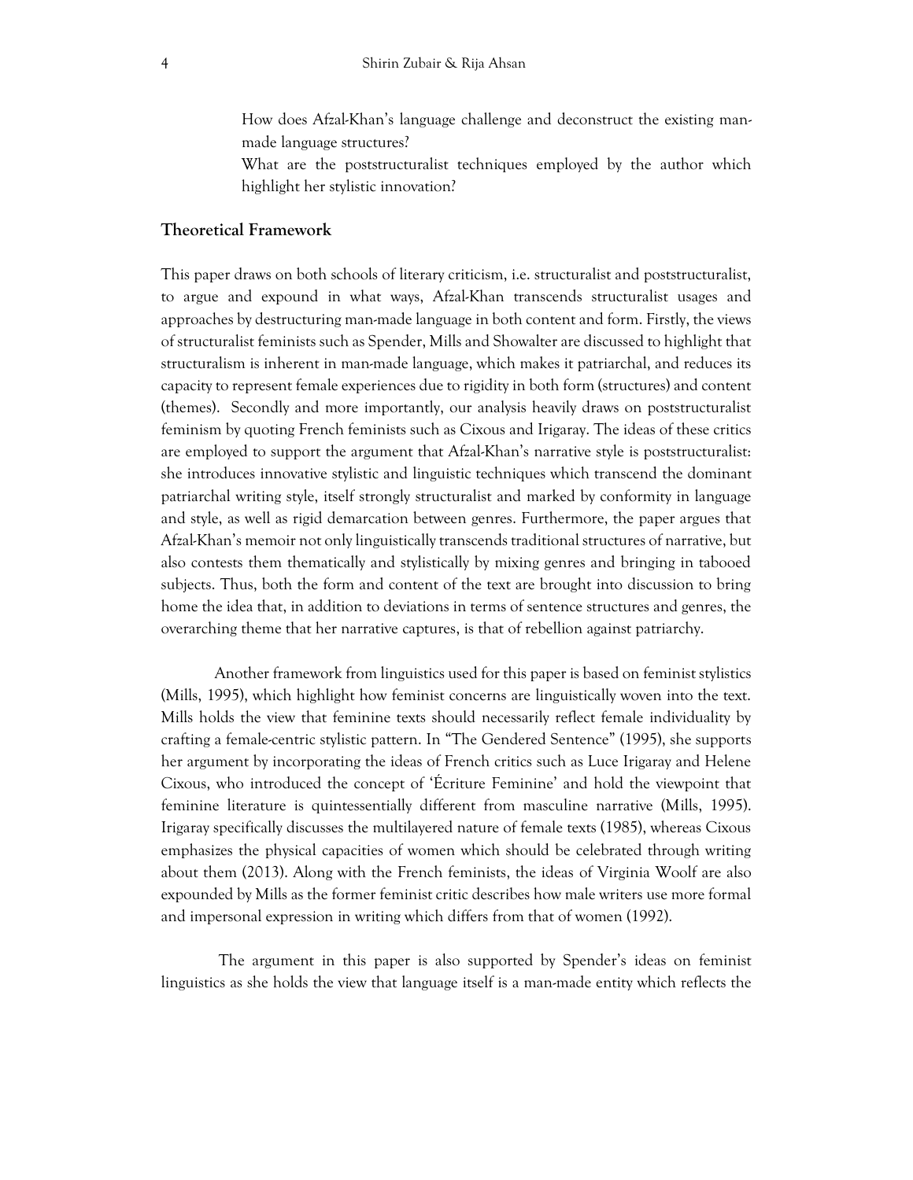How does Afzal-Khan's language challenge and deconstruct the existing man-made language structures?

What are the poststructuralist techniques employed by the author which highlight her stylistic innovation?

## Theoretical Framework

This paper draws on both schools of literary criticism, i.e. structuralist and poststructuralist, to argue and expound in what ways, Afzal-Khan transcends structuralist usages and approaches by destructuring man-made language in both content and form. Firstly, the views of structuralist feminists such as Spender, Mills and Showalter are discussed to highlight that structuralism is inherent in man-made language, which makes it patriarchal, and reduces its capacity to represent female experiences due to rigidity in both form (structures) and content (themes). Secondly and more importantly, our analysis heavily draws on poststructuralist feminism by quoting French feminists such as Cixous and Irigaray. The ideas of these critics are employed to support the argument that Afzal-Khan's narrative style is poststructuralist: she introduces innovative stylistic and linguistic techniques which transcend the dominant patriarchal writing style, itself strongly structuralist and marked by conformity in language and style, as well as rigid demarcation between genres. Furthermore, the paper argues that Afzal-Khan's memoir not only linguistically transcends traditional structures of narrative, but also contests them thematically and stylistically by mixing genres and bringing in tabooed subjects. Thus, both the form and content of the text are brought into discussion to bring home the idea that, in addition to deviations in terms of sentence structures and genres, the overarching theme that her narrative captures, is that of rebellion against patriarchy.

Another framework from linguistics used for this paper is based on feminist stylistics (Mills, 1995), which highlight how feminist concerns are linguistically woven into the text. Mills holds the view that feminine texts should necessarily reflect female individuality by crafting a female-centric stylistic pattern. In "The Gendered Sentence" (1995), she supports her argument by incorporating the ideas of French critics such as Luce Irigaray and Helene Cixous, who introduced the concept of 'Écriture Feminine' and hold the viewpoint that feminine literature is quintessentially different from masculine narrative (Mills, 1995). Irigaray specifically discusses the multilayered nature of female texts (1985), whereas Cixous emphasizes the physical capacities of women which should be celebrated through writing about them (2013). Along with the French feminists, the ideas of Virginia Woolf are also expounded by Mills as the former feminist critic describes how male writers use more formal and impersonal expression in writing which differs from that of women (1992).

The argument in this paper is also supported by Spender's ideas on feminist linguistics as she holds the view that language itself is a man-made entity which reflects the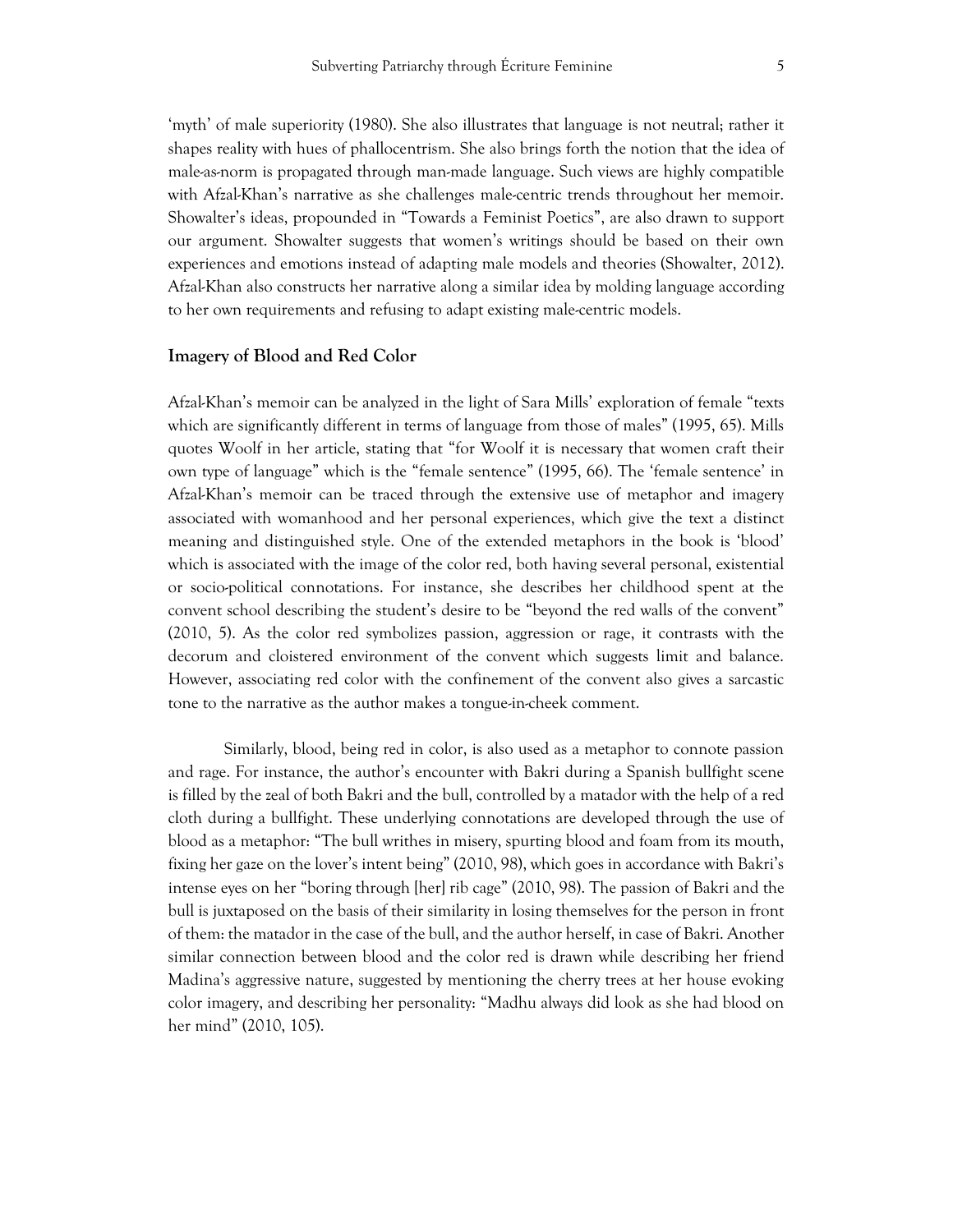'myth' of male superiority (1980). She also illustrates that language is not neutral; rather it shapes reality with hues of phallocentrism. She also brings forth the notion that the idea of male-as-norm is propagated through man-made language. Such views are highly compatible with Afzal-Khan's narrative as she challenges male-centric trends throughout her memoir. Showalter's ideas, propounded in "Towards a Feminist Poetics", are also drawn to support our argument. Showalter suggests that women's writings should be based on their own experiences and emotions instead of adapting male models and theories (Showalter, 2012). Afzal-Khan also constructs her narrative along a similar idea by molding language according to her own requirements and refusing to adapt existing male-centric models.

## Imagery of Blood and Red Color

Afzal-Khan's memoir can be analyzed in the light of Sara Mills' exploration of female "texts which are significantly different in terms of language from those of males" (1995, 65). Mills quotes Woolf in her article, stating that "for Woolf it is necessary that women craft their own type of language" which is the "female sentence" (1995, 66). The 'female sentence' in Afzal-Khan's memoir can be traced through the extensive use of metaphor and imagery associated with womanhood and her personal experiences, which give the text a distinct meaning and distinguished style. One of the extended metaphors in the book is 'blood' which is associated with the image of the color red, both having several personal, existential or socio-political connotations. For instance, she describes her childhood spent at the convent school describing the student's desire to be "beyond the red walls of the convent" (2010, 5). As the color red symbolizes passion, aggression or rage, it contrasts with the decorum and cloistered environment of the convent which suggests limit and balance. However, associating red color with the confinement of the convent also gives a sarcastic tone to the narrative as the author makes a tongue-in-cheek comment.

Similarly, blood, being red in color, is also used as a metaphor to connote passion and rage. For instance, the author's encounter with Bakri during a Spanish bullfight scene is filled by the zeal of both Bakri and the bull, controlled by a matador with the help of a red cloth during a bullfight. These underlying connotations are developed through the use of blood as a metaphor: "The bull writhes in misery, spurting blood and foam from its mouth, fixing her gaze on the lover's intent being" (2010, 98), which goes in accordance with Bakri's intense eyes on her "boring through [her] rib cage" (2010, 98). The passion of Bakri and the bull is juxtaposed on the basis of their similarity in losing themselves for the person in front of them: the matador in the case of the bull, and the author herself, in case of Bakri. Another similar connection between blood and the color red is drawn while describing her friend Madina's aggressive nature, suggested by mentioning the cherry trees at her house evoking color imagery, and describing her personality: "Madhu always did look as she had blood on her mind" (2010, 105).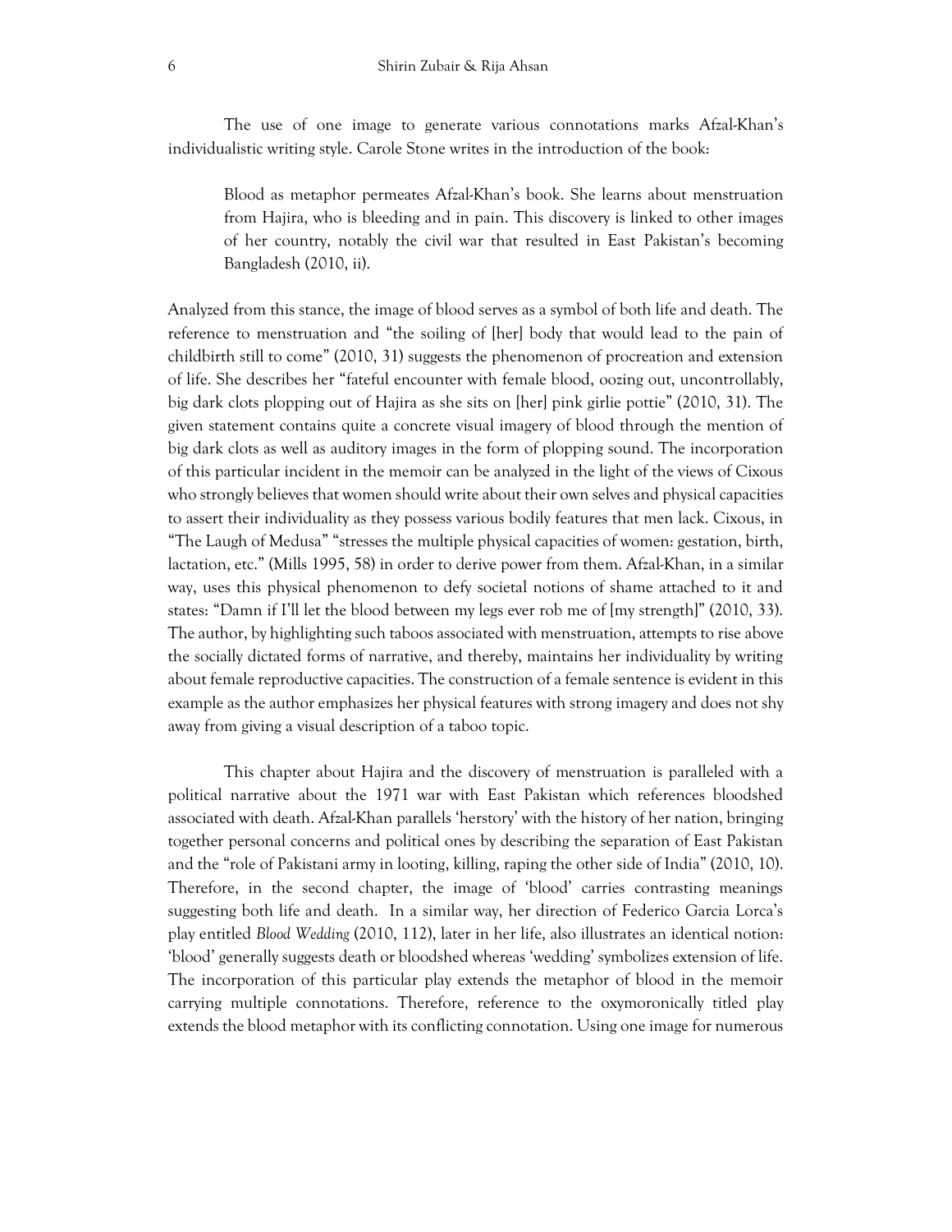The use of one image to generate various connotations marks Afzal-Khan's individualistic writing style. Carole Stone writes in the introduction of the book:

> Blood as metaphor permeates Afzal-Khan's book. She learns about menstruation from Hajira, who is bleeding and in pain. This discovery is linked to other images of her country, notably the civil war that resulted in East Pakistan's becoming Bangladesh (2010, ii).

Analyzed from this stance, the image of blood serves as a symbol of both life and death. The reference to menstruation and "the soiling of [her] body that would lead to the pain of childbirth still to come" (2010, 31) suggests the phenomenon of procreation and extension of life. She describes her "fateful encounter with female blood, oozing out, uncontrollably, big dark clots plopping out of Hajira as she sits on [her] pink girlie pottie" (2010, 31). The given statement contains quite a concrete visual imagery of blood through the mention of big dark clots as well as auditory images in the form of plopping sound. The incorporation of this particular incident in the memoir can be analyzed in the light of the views of Cixous who strongly believes that women should write about their own selves and physical capacities to assert their individuality as they possess various bodily features that men lack. Cixous, in "The Laugh of Medusa" "stresses the multiple physical capacities of women: gestation, birth, lactation, etc." (Mills 1995, 58) in order to derive power from them. Afzal-Khan, in a similar way, uses this physical phenomenon to defy societal notions of shame attached to it and states: "Damn if I'll let the blood between my legs ever rob me of [my strength]" (2010, 33). The author, by highlighting such taboos associated with menstruation, attempts to rise above the socially dictated forms of narrative, and thereby, maintains her individuality by writing about female reproductive capacities. The construction of a female sentence is evident in this example as the author emphasizes her physical features with strong imagery and does not shy away from giving a visual description of a taboo topic.

This chapter about Hajira and the discovery of menstruation is paralleled with a political narrative about the 1971 war with East Pakistan which references bloodshed associated with death. Afzal-Khan parallels 'herstory' with the history of her nation, bringing together personal concerns and political ones by describing the separation of East Pakistan and the "role of Pakistani army in looting, killing, raping the other side of India" (2010, 10). Therefore, in the second chapter, the image of 'blood' carries contrasting meanings suggesting both life and death. In a similar way, her direction of Federico Garcia Lorca's play entitled *Blood Wedding* (2010, 112), later in her life, also illustrates an identical notion: 'blood' generally suggests death or bloodshed whereas 'wedding' symbolizes extension of life. The incorporation of this particular play extends the metaphor of blood in the memoir carrying multiple connotations. Therefore, reference to the oxymoronically titled play extends the blood metaphor with its conflicting connotation. Using one image for numerous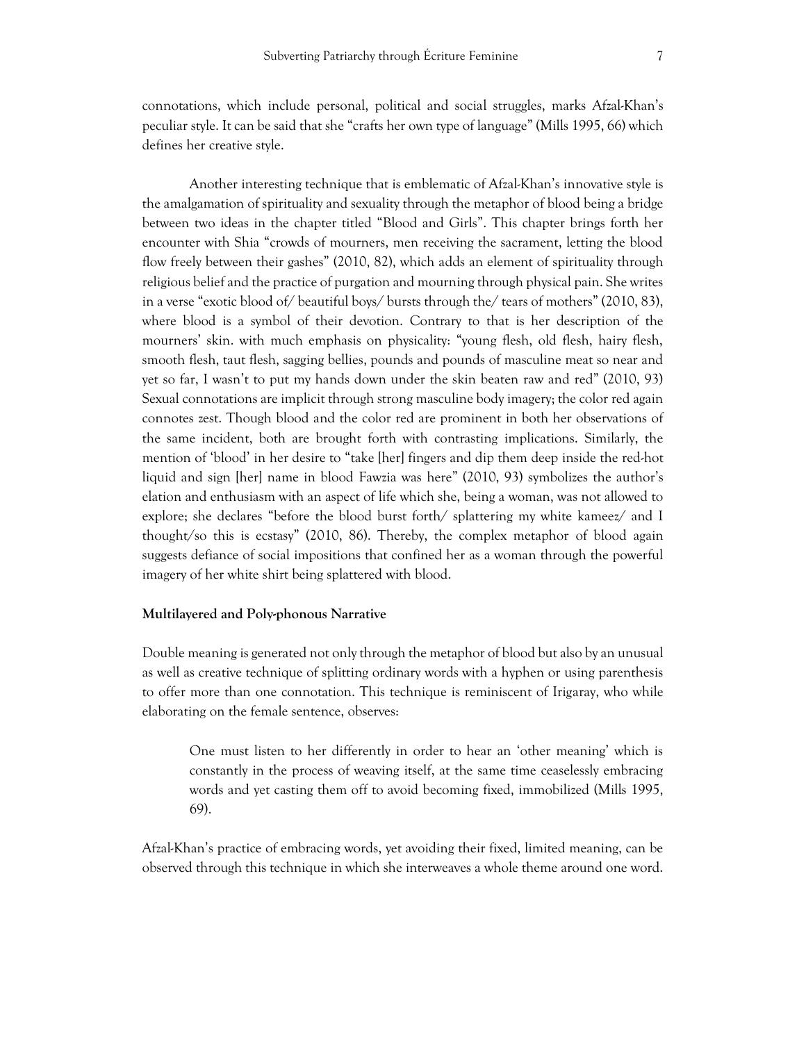connotations, which include personal, political and social struggles, marks Afzal-Khan's peculiar style. It can be said that she "crafts her own type of language" (Mills 1995, 66) which defines her creative style.

Another interesting technique that is emblematic of Afzal-Khan's innovative style is the amalgamation of spirituality and sexuality through the metaphor of blood being a bridge between two ideas in the chapter titled "Blood and Girls". This chapter brings forth her encounter with Shia "crowds of mourners, men receiving the sacrament, letting the blood flow freely between their gashes" (2010, 82), which adds an element of spirituality through religious belief and the practice of purgation and mourning through physical pain. She writes in a verse "exotic blood of/ beautiful boys/ bursts through the/ tears of mothers" (2010, 83), where blood is a symbol of their devotion. Contrary to that is her description of the mourners' skin. with much emphasis on physicality: "young flesh, old flesh, hairy flesh, smooth flesh, taut flesh, sagging bellies, pounds and pounds of masculine meat so near and yet so far, I wasn't to put my hands down under the skin beaten raw and red" (2010, 93) Sexual connotations are implicit through strong masculine body imagery; the color red again connotes zest. Though blood and the color red are prominent in both her observations of the same incident, both are brought forth with contrasting implications. Similarly, the mention of 'blood' in her desire to "take [her] fingers and dip them deep inside the red-hot liquid and sign [her] name in blood Fawzia was here" (2010, 93) symbolizes the author's elation and enthusiasm with an aspect of life which she, being a woman, was not allowed to explore; she declares "before the blood burst forth/ splattering my white kameez/ and I thought/so this is ecstasy" (2010, 86). Thereby, the complex metaphor of blood again suggests defiance of social impositions that confined her as a woman through the powerful imagery of her white shirt being splattered with blood.

**Multilayered and Poly-phonous Narrative**

Double meaning is generated not only through the metaphor of blood but also by an unusual as well as creative technique of splitting ordinary words with a hyphen or using parenthesis to offer more than one connotation. This technique is reminiscent of Irigaray, who while elaborating on the female sentence, observes:

> One must listen to her differently in order to hear an 'other meaning' which is constantly in the process of weaving itself, at the same time ceaselessly embracing words and yet casting them off to avoid becoming fixed, immobilized (Mills 1995, 69).

Afzal-Khan's practice of embracing words, yet avoiding their fixed, limited meaning, can be observed through this technique in which she interweaves a whole theme around one word.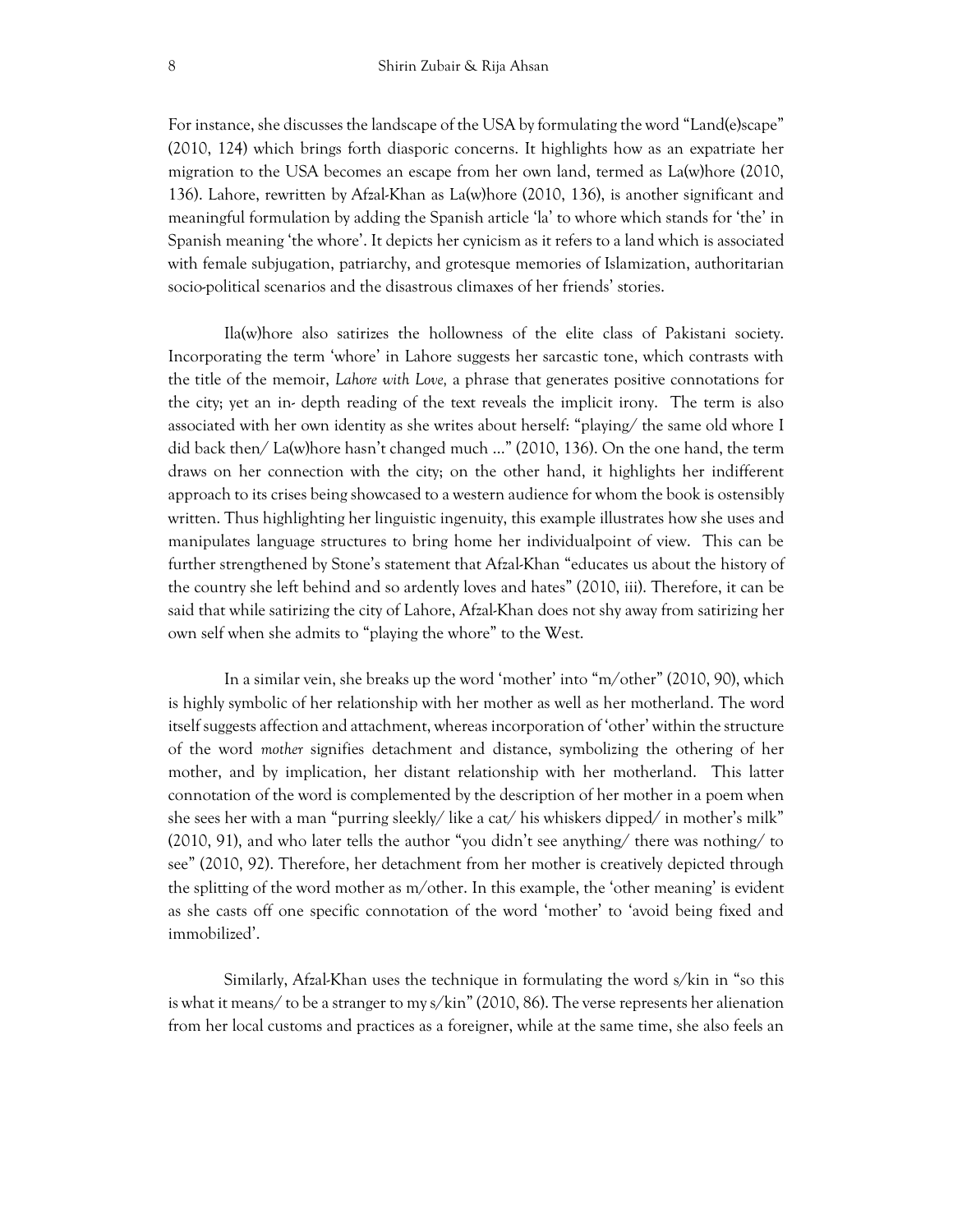For instance, she discusses the landscape of the USA by formulating the word “Land(e)scape” (2010, 124) which brings forth diasporic concerns. It highlights how as an expatriate her migration to the USA becomes an escape from her own land, termed as La(w)hore (2010, 136). Lahore, rewritten by Afzal-Khan as La(w)hore (2010, 136), is another significant and meaningful formulation by adding the Spanish article ‘la’ to whore which stands for ‘the’ in Spanish meaning ‘the whore’. It depicts her cynicism as it refers to a land which is associated with female subjugation, patriarchy, and grotesque memories of Islamization, authoritarian socio-political scenarios and the disastrous climaxes of her friends’ stories.

Ila(w)hore also satirizes the hollowness of the elite class of Pakistani society. Incorporating the term ‘whore’ in Lahore suggests her sarcastic tone, which contrasts with the title of the memoir, *Lahore with Love,* a phrase that generates positive connotations for the city; yet an in- depth reading of the text reveals the implicit irony. The term is also associated with her own identity as she writes about herself: “playing/ the same old whore I did back then/ La(w)hore hasn’t changed much …” (2010, 136). On the one hand, the term draws on her connection with the city; on the other hand, it highlights her indifferent approach to its crises being showcased to a western audience for whom the book is ostensibly written. Thus highlighting her linguistic ingenuity, this example illustrates how she uses and manipulates language structures to bring home her individualpoint of view. This can be further strengthened by Stone’s statement that Afzal-Khan “educates us about the history of the country she left behind and so ardently loves and hates” (2010, iii). Therefore, it can be said that while satirizing the city of Lahore, Afzal-Khan does not shy away from satirizing her own self when she admits to “playing the whore” to the West.

In a similar vein, she breaks up the word ‘mother’ into “m/other” (2010, 90), which is highly symbolic of her relationship with her mother as well as her motherland. The word itself suggests affection and attachment, whereas incorporation of ‘other’ within the structure of the word *mother* signifies detachment and distance, symbolizing the othering of her mother, and by implication, her distant relationship with her motherland. This latter connotation of the word is complemented by the description of her mother in a poem when she sees her with a man “purring sleekly/ like a cat/ his whiskers dipped/ in mother’s milk” (2010, 91), and who later tells the author “you didn’t see anything/ there was nothing/ to see” (2010, 92). Therefore, her detachment from her mother is creatively depicted through the splitting of the word mother as m/other. In this example, the ‘other meaning’ is evident as she casts off one specific connotation of the word ‘mother’ to ‘avoid being fixed and immobilized’.

Similarly, Afzal-Khan uses the technique in formulating the word s/kin in “so this is what it means/ to be a stranger to my s/kin” (2010, 86). The verse represents her alienation from her local customs and practices as a foreigner, while at the same time, she also feels an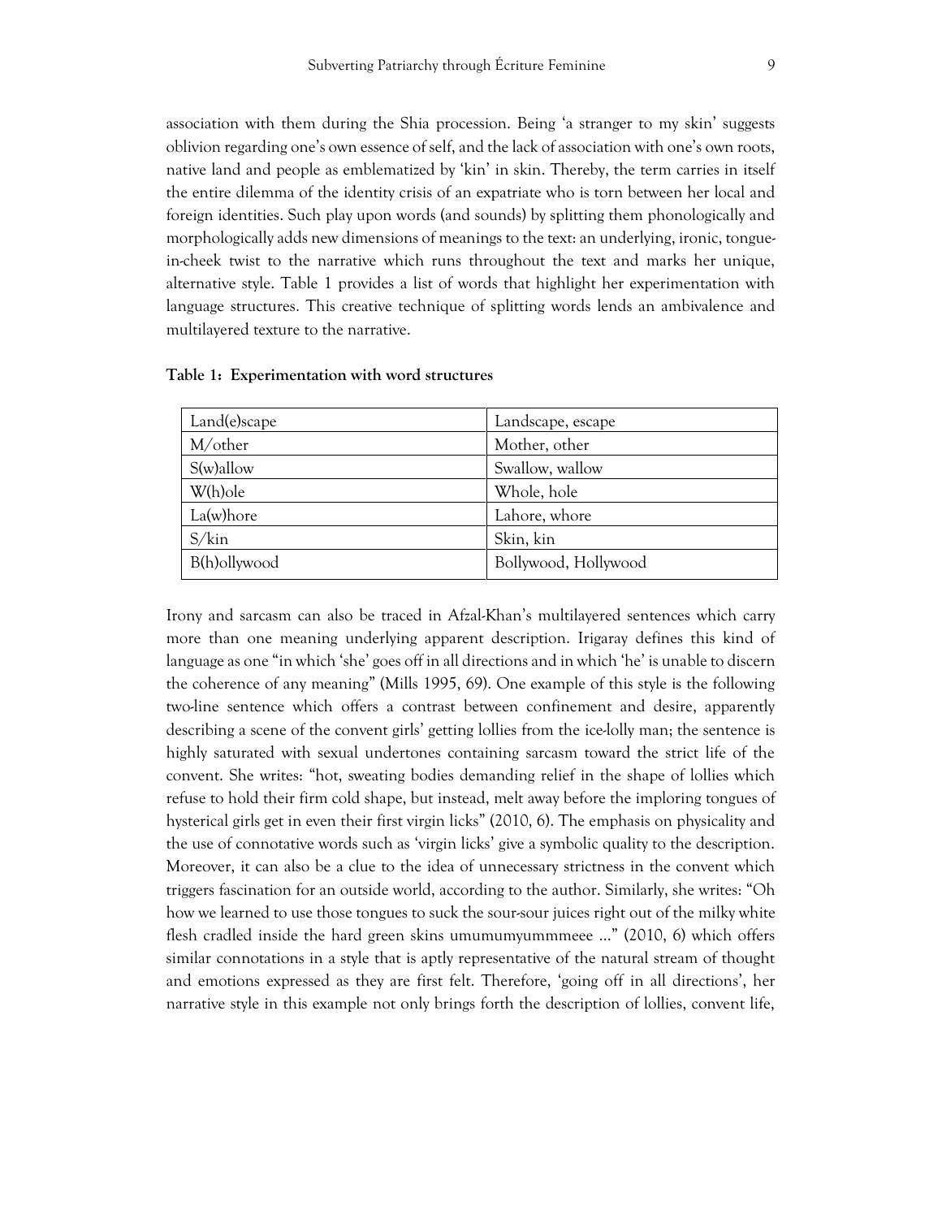association with them during the Shia procession. Being 'a stranger to my skin' suggests oblivion regarding one's own essence of self, and the lack of association with one's own roots, native land and people as emblematized by 'kin' in skin. Thereby, the term carries in itself the entire dilemma of the identity crisis of an expatriate who is torn between her local and foreign identities. Such play upon words (and sounds) by splitting them phonologically and morphologically adds new dimensions of meanings to the text: an underlying, ironic, tongue-in-cheek twist to the narrative which runs throughout the text and marks her unique, alternative style. Table 1 provides a list of words that highlight her experimentation with language structures. This creative technique of splitting words lends an ambivalence and multilayered texture to the narrative.

**Table 1: Experimentation with word structures**

| | |
|---|---|
| Land(e)scape | Landscape, escape |
| M/other | Mother, other |
| S(w)allow | Swallow, wallow |
| W(h)ole | Whole, hole |
| La(w)hore | Lahore, whore |
| S/kin | Skin, kin |
| B(h)ollywood | Bollywood, Hollywood |

Irony and sarcasm can also be traced in Afzal-Khan's multilayered sentences which carry more than one meaning underlying apparent description. Irigaray defines this kind of language as one "in which 'she' goes off in all directions and in which 'he' is unable to discern the coherence of any meaning" (Mills 1995, 69). One example of this style is the following two-line sentence which offers a contrast between confinement and desire, apparently describing a scene of the convent girls' getting lollies from the ice-lolly man; the sentence is highly saturated with sexual undertones containing sarcasm toward the strict life of the convent. She writes: "hot, sweating bodies demanding relief in the shape of lollies which refuse to hold their firm cold shape, but instead, melt away before the imploring tongues of hysterical girls get in even their first virgin licks" (2010, 6). The emphasis on physicality and the use of connotative words such as 'virgin licks' give a symbolic quality to the description. Moreover, it can also be a clue to the idea of unnecessary strictness in the convent which triggers fascination for an outside world, according to the author. Similarly, she writes: "Oh how we learned to use those tongues to suck the sour-sour juices right out of the milky white flesh cradled inside the hard green skins umumumyummmeee ..." (2010, 6) which offers similar connotations in a style that is aptly representative of the natural stream of thought and emotions expressed as they are first felt. Therefore, 'going off in all directions', her narrative style in this example not only brings forth the description of lollies, convent life,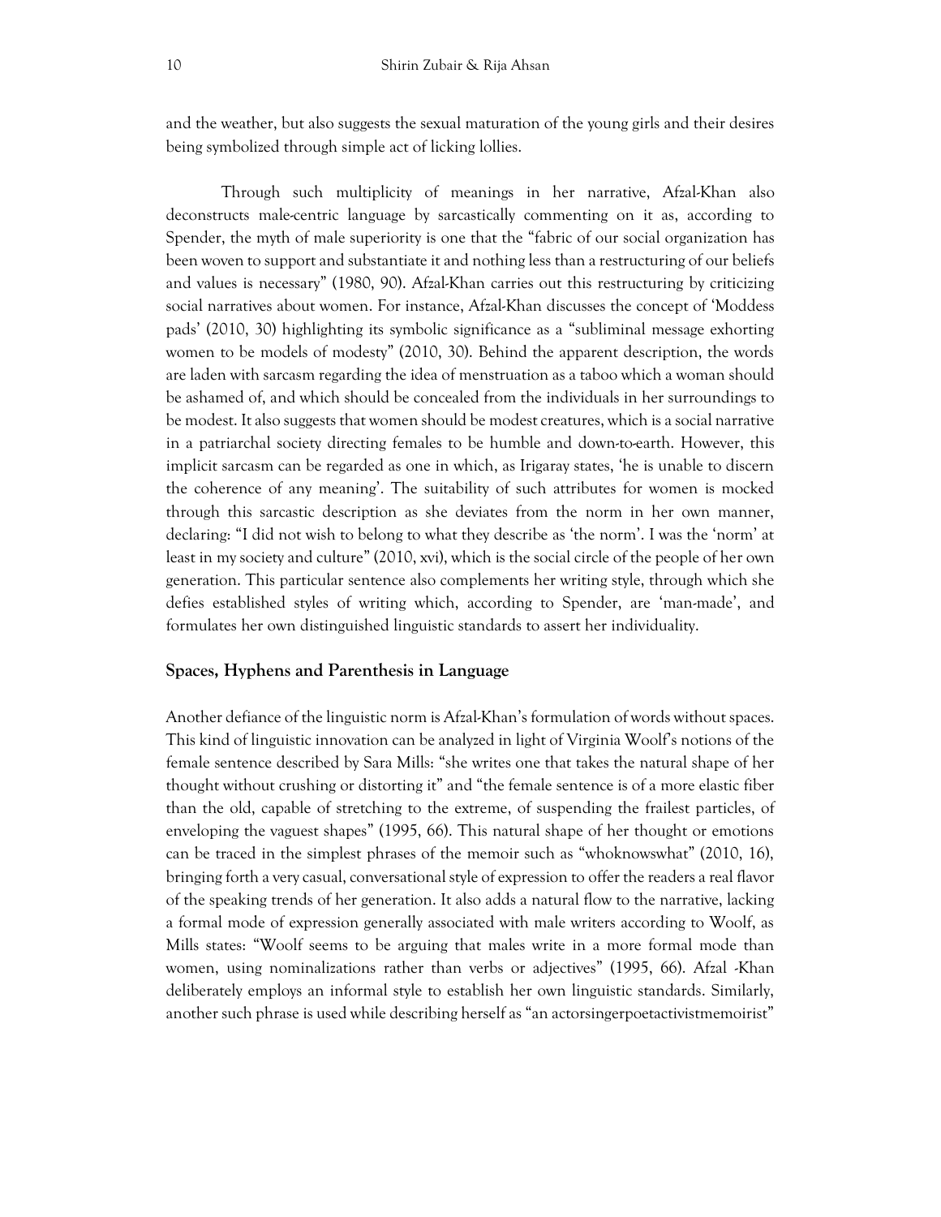and the weather, but also suggests the sexual maturation of the young girls and their desires being symbolized through simple act of licking lollies.

Through such multiplicity of meanings in her narrative, Afzal-Khan also deconstructs male-centric language by sarcastically commenting on it as, according to Spender, the myth of male superiority is one that the "fabric of our social organization has been woven to support and substantiate it and nothing less than a restructuring of our beliefs and values is necessary" (1980, 90). Afzal-Khan carries out this restructuring by criticizing social narratives about women. For instance, Afzal-Khan discusses the concept of 'Moddess pads' (2010, 30) highlighting its symbolic significance as a "subliminal message exhorting women to be models of modesty" (2010, 30). Behind the apparent description, the words are laden with sarcasm regarding the idea of menstruation as a taboo which a woman should be ashamed of, and which should be concealed from the individuals in her surroundings to be modest. It also suggests that women should be modest creatures, which is a social narrative in a patriarchal society directing females to be humble and down-to-earth. However, this implicit sarcasm can be regarded as one in which, as Irigaray states, 'he is unable to discern the coherence of any meaning'. The suitability of such attributes for women is mocked through this sarcastic description as she deviates from the norm in her own manner, declaring: "I did not wish to belong to what they describe as 'the norm'. I was the 'norm' at least in my society and culture" (2010, xvi), which is the social circle of the people of her own generation. This particular sentence also complements her writing style, through which she defies established styles of writing which, according to Spender, are 'man-made', and formulates her own distinguished linguistic standards to assert her individuality.

## Spaces, Hyphens and Parenthesis in Language

Another defiance of the linguistic norm is Afzal-Khan's formulation of words without spaces. This kind of linguistic innovation can be analyzed in light of Virginia Woolf's notions of the female sentence described by Sara Mills: "she writes one that takes the natural shape of her thought without crushing or distorting it" and "the female sentence is of a more elastic fiber than the old, capable of stretching to the extreme, of suspending the frailest particles, of enveloping the vaguest shapes" (1995, 66). This natural shape of her thought or emotions can be traced in the simplest phrases of the memoir such as "whoknowswhat" (2010, 16), bringing forth a very casual, conversational style of expression to offer the readers a real flavor of the speaking trends of her generation. It also adds a natural flow to the narrative, lacking a formal mode of expression generally associated with male writers according to Woolf, as Mills states: "Woolf seems to be arguing that males write in a more formal mode than women, using nominalizations rather than verbs or adjectives" (1995, 66). Afzal -Khan deliberately employs an informal style to establish her own linguistic standards. Similarly, another such phrase is used while describing herself as "an actorsingerpoetactivistmemoirist"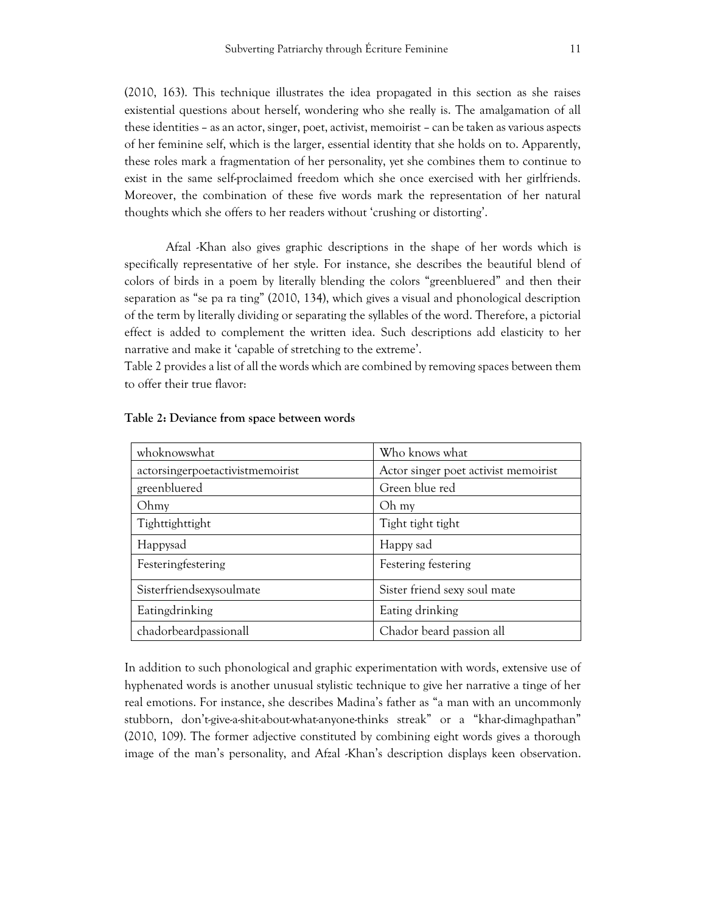(2010, 163). This technique illustrates the idea propagated in this section as she raises existential questions about herself, wondering who she really is. The amalgamation of all these identities – as an actor, singer, poet, activist, memoirist – can be taken as various aspects of her feminine self, which is the larger, essential identity that she holds on to. Apparently, these roles mark a fragmentation of her personality, yet she combines them to continue to exist in the same self-proclaimed freedom which she once exercised with her girlfriends. Moreover, the combination of these five words mark the representation of her natural thoughts which she offers to her readers without 'crushing or distorting'.

Afzal -Khan also gives graphic descriptions in the shape of her words which is specifically representative of her style. For instance, she describes the beautiful blend of colors of birds in a poem by literally blending the colors "greenbluered" and then their separation as "se pa ra ting" (2010, 134), which gives a visual and phonological description of the term by literally dividing or separating the syllables of the word. Therefore, a pictorial effect is added to complement the written idea. Such descriptions add elasticity to her narrative and make it 'capable of stretching to the extreme'.

Table 2 provides a list of all the words which are combined by removing spaces between them to offer their true flavor:

**Table 2: Deviance from space between words**

| whoknowswhat | Who knows what |
|---|---|
| actorsingerpoetactivistmemoirist | Actor singer poet activist memoirist |
| greenbluered | Green blue red |
| Ohmy | Oh my |
| Tighttighttight | Tight tight tight |
| Happysad | Happy sad |
| Festeringfestering | Festering festering |
| Sisterfriendsexysoulmate | Sister friend sexy soul mate |
| Eatingdrinking | Eating drinking |
| chadorbeardpassionall | Chador beard passion all |

In addition to such phonological and graphic experimentation with words, extensive use of hyphenated words is another unusual stylistic technique to give her narrative a tinge of her real emotions. For instance, she describes Madina's father as "a man with an uncommonly stubborn, don't-give-a-shit-about-what-anyone-thinks streak" or a "khar-dimaghpathan" (2010, 109). The former adjective constituted by combining eight words gives a thorough image of the man's personality, and Afzal -Khan's description displays keen observation.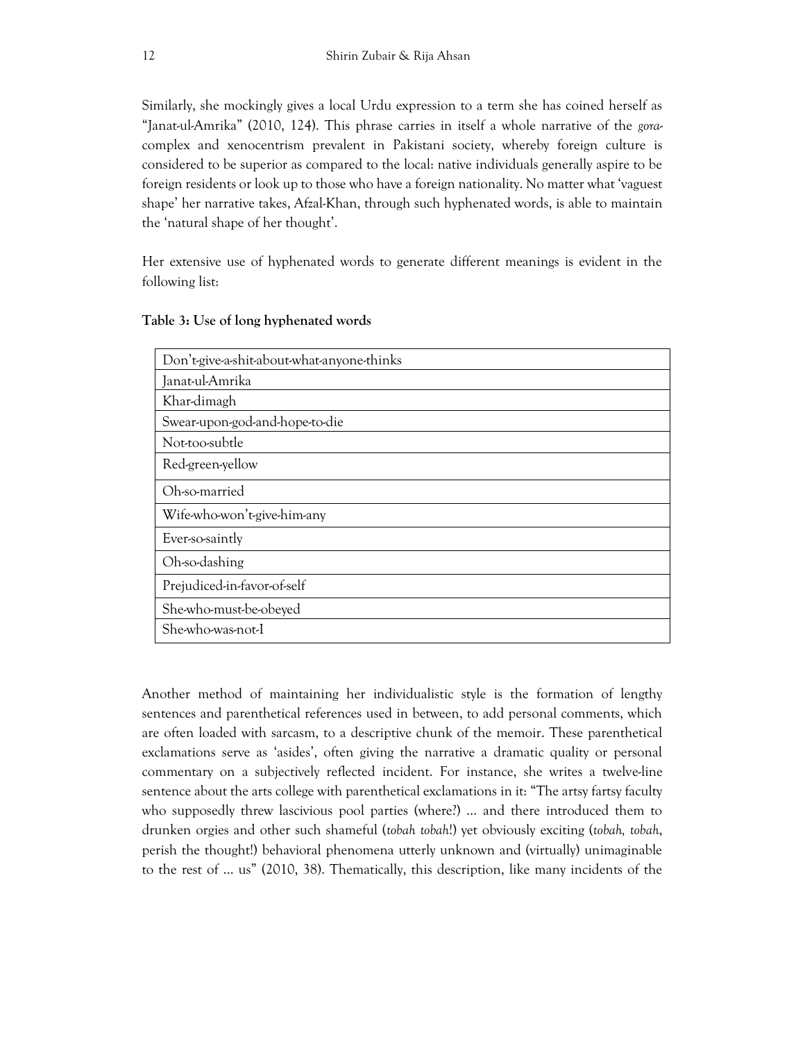Similarly, she mockingly gives a local Urdu expression to a term she has coined herself as "Janat-ul-Amrika" (2010, 124). This phrase carries in itself a whole narrative of the *gora*-complex and xenocentrism prevalent in Pakistani society, whereby foreign culture is considered to be superior as compared to the local: native individuals generally aspire to be foreign residents or look up to those who have a foreign nationality. No matter what 'vaguest shape' her narrative takes, Afzal-Khan, through such hyphenated words, is able to maintain the 'natural shape of her thought'.

Her extensive use of hyphenated words to generate different meanings is evident in the following list:

**Table 3: Use of long hyphenated words**

| Don't-give-a-shit-about-what-anyone-thinks |
|---|
| Janat-ul-Amrika |
| Khar-dimagh |
| Swear-upon-god-and-hope-to-die |
| Not-too-subtle |
| Red-green-yellow |
| Oh-so-married |
| Wife-who-won't-give-him-any |
| Ever-so-saintly |
| Oh-so-dashing |
| Prejudiced-in-favor-of-self |
| She-who-must-be-obeyed |
| She-who-was-not-I |

Another method of maintaining her individualistic style is the formation of lengthy sentences and parenthetical references used in between, to add personal comments, which are often loaded with sarcasm, to a descriptive chunk of the memoir. These parenthetical exclamations serve as 'asides', often giving the narrative a dramatic quality or personal commentary on a subjectively reflected incident. For instance, she writes a twelve-line sentence about the arts college with parenthetical exclamations in it: "The artsy fartsy faculty who supposedly threw lascivious pool parties (where?) … and there introduced them to drunken orgies and other such shameful (*tobah tobah*!) yet obviously exciting (*tobah, tobah*, perish the thought!) behavioral phenomena utterly unknown and (virtually) unimaginable to the rest of … us" (2010, 38). Thematically, this description, like many incidents of the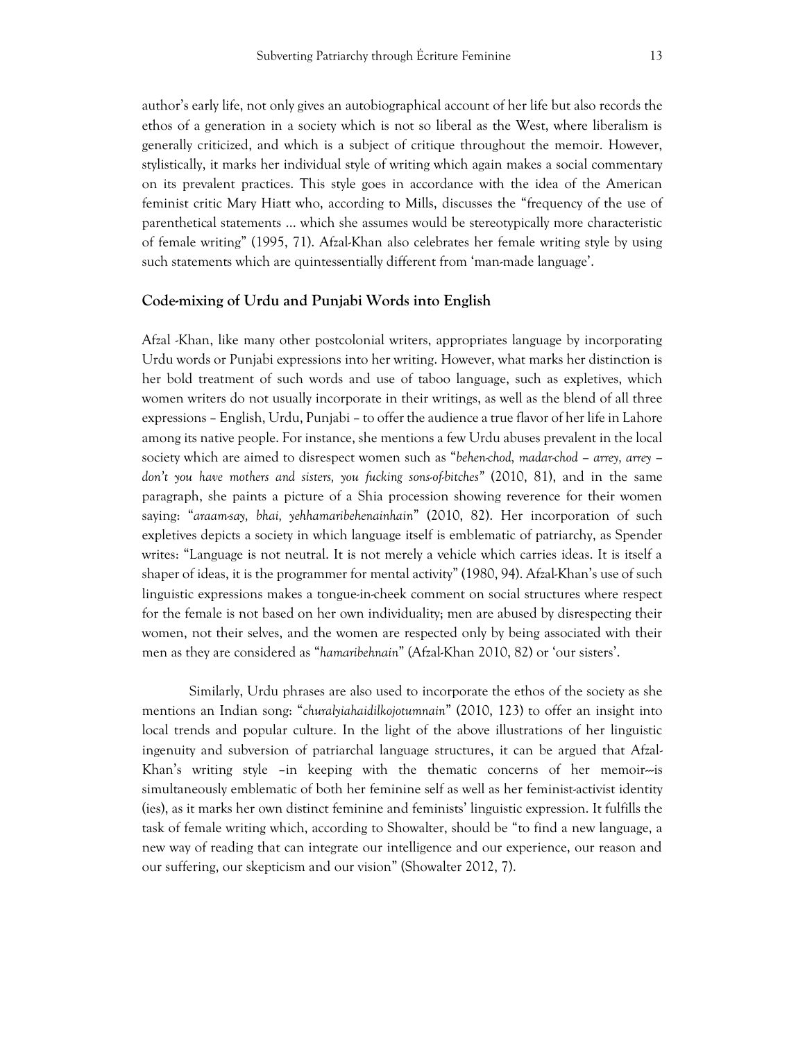author's early life, not only gives an autobiographical account of her life but also records the ethos of a generation in a society which is not so liberal as the West, where liberalism is generally criticized, and which is a subject of critique throughout the memoir. However, stylistically, it marks her individual style of writing which again makes a social commentary on its prevalent practices. This style goes in accordance with the idea of the American feminist critic Mary Hiatt who, according to Mills, discusses the "frequency of the use of parenthetical statements ... which she assumes would be stereotypically more characteristic of female writing" (1995, 71). Afzal-Khan also celebrates her female writing style by using such statements which are quintessentially different from 'man-made language'.

## Code-mixing of Urdu and Punjabi Words into English

Afzal -Khan, like many other postcolonial writers, appropriates language by incorporating Urdu words or Punjabi expressions into her writing. However, what marks her distinction is her bold treatment of such words and use of taboo language, such as expletives, which women writers do not usually incorporate in their writings, as well as the blend of all three expressions – English, Urdu, Punjabi – to offer the audience a true flavor of her life in Lahore among its native people. For instance, she mentions a few Urdu abuses prevalent in the local society which are aimed to disrespect women such as "*behen-chod, madar-chod – arrey, arrey – don't you have mothers and sisters, you fucking sons-of-bitches*" (2010, 81), and in the same paragraph, she paints a picture of a Shia procession showing reverence for their women saying: "*araam-say, bhai, yehhamaribehenainhain*" (2010, 82). Her incorporation of such expletives depicts a society in which language itself is emblematic of patriarchy, as Spender writes: "Language is not neutral. It is not merely a vehicle which carries ideas. It is itself a shaper of ideas, it is the programmer for mental activity" (1980, 94). Afzal-Khan's use of such linguistic expressions makes a tongue-in-cheek comment on social structures where respect for the female is not based on her own individuality; men are abused by disrespecting their women, not their selves, and the women are respected only by being associated with their men as they are considered as "*hamaribehnain*" (Afzal-Khan 2010, 82) or 'our sisters'.

Similarly, Urdu phrases are also used to incorporate the ethos of the society as she mentions an Indian song: "*churalyiahaidilkojotumnain*" (2010, 123) to offer an insight into local trends and popular culture. In the light of the above illustrations of her linguistic ingenuity and subversion of patriarchal language structures, it can be argued that Afzal-Khan's writing style –in keeping with the thematic concerns of her memoir---is simultaneously emblematic of both her feminine self as well as her feminist-activist identity (ies), as it marks her own distinct feminine and feminists' linguistic expression. It fulfills the task of female writing which, according to Showalter, should be "to find a new language, a new way of reading that can integrate our intelligence and our experience, our reason and our suffering, our skepticism and our vision" (Showalter 2012, 7).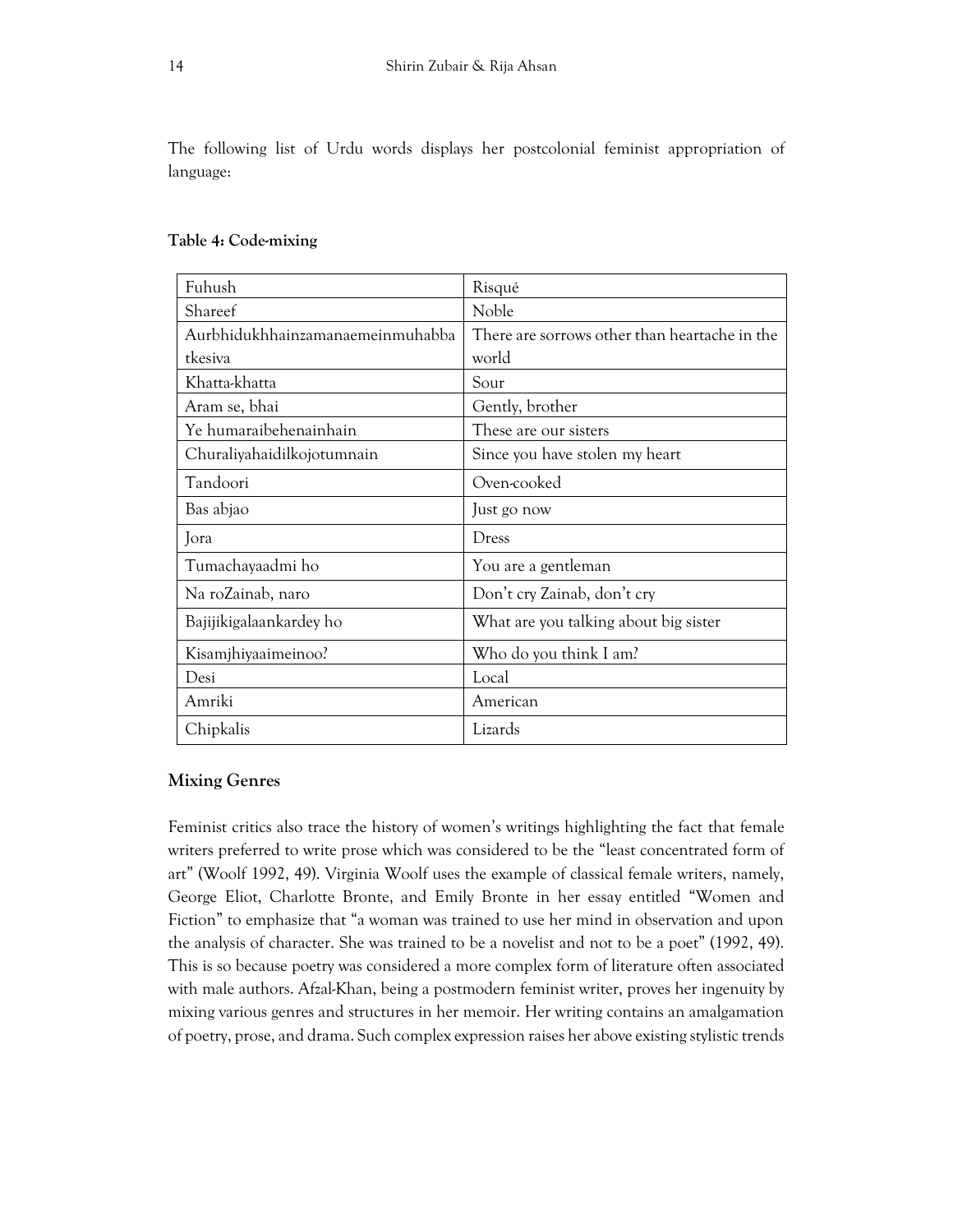The following list of Urdu words displays her postcolonial feminist appropriation of language:

**Table 4: Code-mixing**

| Fuhush | Risqué |
|---|---|
| Shareef | Noble |
| Aurbhidukhhainzamanaemeinmuhabbatkesiva | There are sorrows other than heartache in the world |
| Khatta-khatta | Sour |
| Aram se, bhai | Gently, brother |
| Ye humaraibehenainhain | These are our sisters |
| Churaliyahaidilkojotumnain | Since you have stolen my heart |
| Tandoori | Oven-cooked |
| Bas abjao | Just go now |
| Jora | Dress |
| Tumachayaadmi ho | You are a gentleman |
| Na roZainab, naro | Don't cry Zainab, don't cry |
| Bajijikigalaankardey ho | What are you talking about big sister |
| Kisamjhiyaaimeinoo? | Who do you think I am? |
| Desi | Local |
| Amriki | American |
| Chipkalis | Lizards |

## Mixing Genres

Feminist critics also trace the history of women's writings highlighting the fact that female writers preferred to write prose which was considered to be the "least concentrated form of art" (Woolf 1992, 49). Virginia Woolf uses the example of classical female writers, namely, George Eliot, Charlotte Bronte, and Emily Bronte in her essay entitled "Women and Fiction" to emphasize that "a woman was trained to use her mind in observation and upon the analysis of character. She was trained to be a novelist and not to be a poet" (1992, 49). This is so because poetry was considered a more complex form of literature often associated with male authors. Afzal-Khan, being a postmodern feminist writer, proves her ingenuity by mixing various genres and structures in her memoir. Her writing contains an amalgamation of poetry, prose, and drama. Such complex expression raises her above existing stylistic trends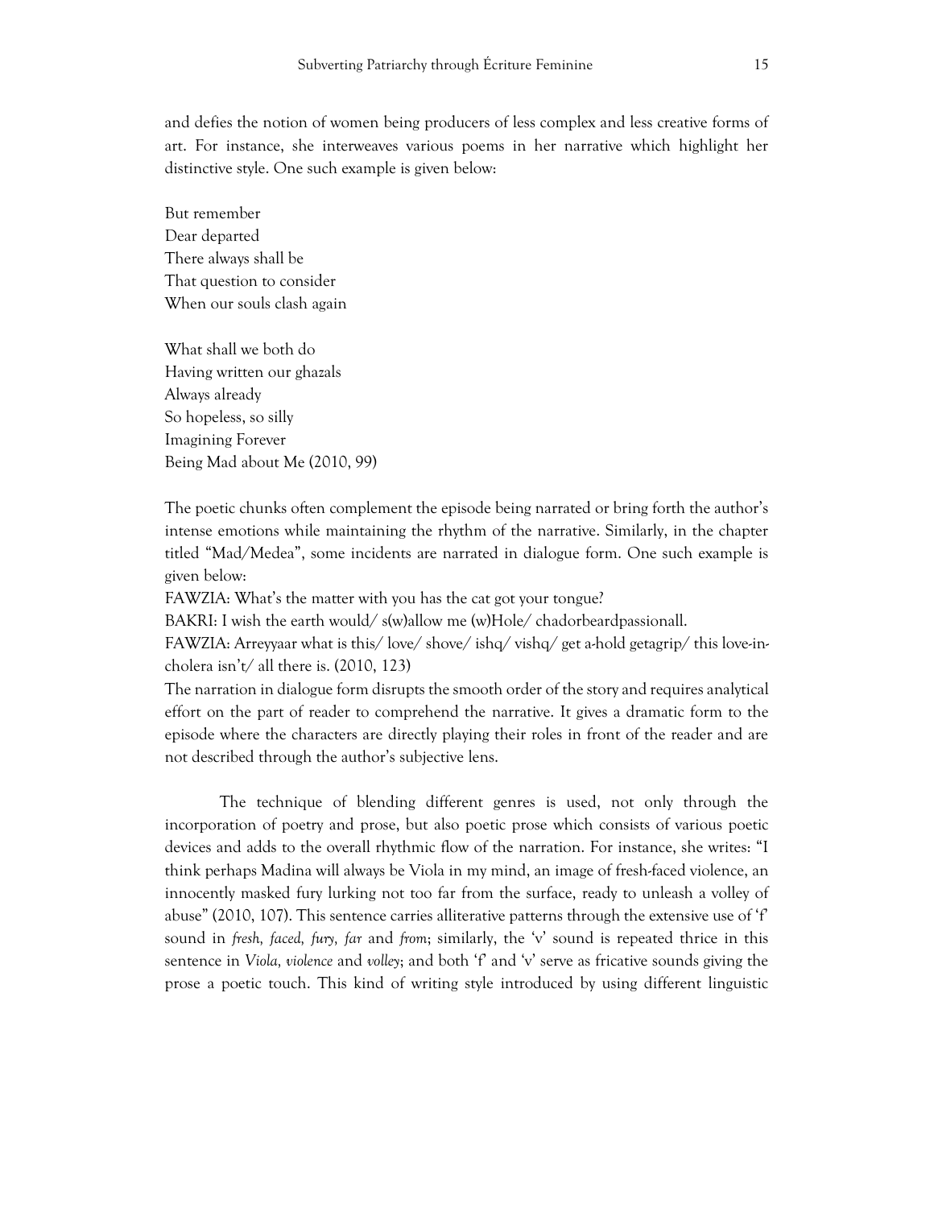and defies the notion of women being producers of less complex and less creative forms of art. For instance, she interweaves various poems in her narrative which highlight her distinctive style. One such example is given below:

But remember  
Dear departed  
There always shall be  
That question to consider  
When our souls clash again

What shall we both do  
Having written our ghazals  
Always already  
So hopeless, so silly  
Imagining Forever  
Being Mad about Me (2010, 99)

The poetic chunks often complement the episode being narrated or bring forth the author's intense emotions while maintaining the rhythm of the narrative. Similarly, in the chapter titled "Mad/Medea", some incidents are narrated in dialogue form. One such example is given below:

FAWZIA: What's the matter with you has the cat got your tongue?

BAKRI: I wish the earth would/ s(w)allow me (w)Hole/ chadorbeardpassionall.

FAWZIA: Arreyyaar what is this/ love/ shove/ ishq/ vishq/ get a-hold getagrip/ this love-in-cholera isn't/ all there is. (2010, 123)

The narration in dialogue form disrupts the smooth order of the story and requires analytical effort on the part of reader to comprehend the narrative. It gives a dramatic form to the episode where the characters are directly playing their roles in front of the reader and are not described through the author's subjective lens.

The technique of blending different genres is used, not only through the incorporation of poetry and prose, but also poetic prose which consists of various poetic devices and adds to the overall rhythmic flow of the narration. For instance, she writes: "I think perhaps Madina will always be Viola in my mind, an image of fresh-faced violence, an innocently masked fury lurking not too far from the surface, ready to unleash a volley of abuse" (2010, 107). This sentence carries alliterative patterns through the extensive use of 'f' sound in *fresh, faced, fury, far* and *from*; similarly, the 'v' sound is repeated thrice in this sentence in *Viola, violence* and *volley*; and both 'f' and 'v' serve as fricative sounds giving the prose a poetic touch. This kind of writing style introduced by using different linguistic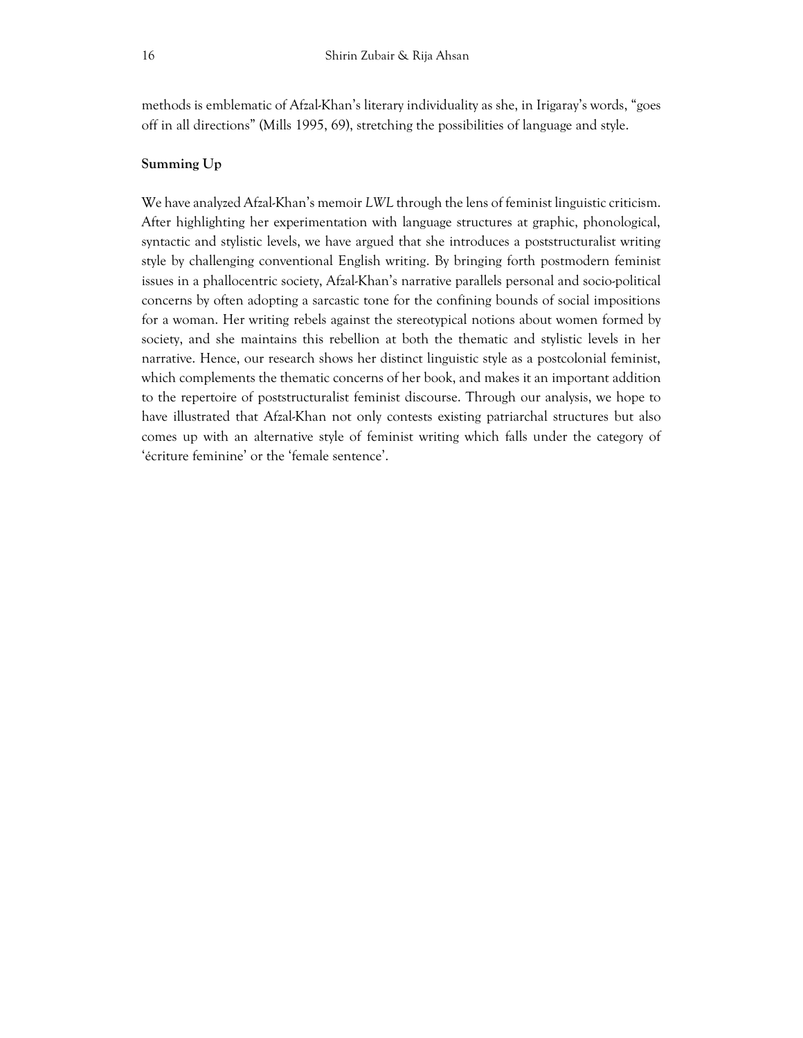methods is emblematic of Afzal-Khan's literary individuality as she, in Irigaray's words, "goes off in all directions" (Mills 1995, 69), stretching the possibilities of language and style.

## Summing Up

We have analyzed Afzal-Khan's memoir *LWL* through the lens of feminist linguistic criticism. After highlighting her experimentation with language structures at graphic, phonological, syntactic and stylistic levels, we have argued that she introduces a poststructuralist writing style by challenging conventional English writing. By bringing forth postmodern feminist issues in a phallocentric society, Afzal-Khan's narrative parallels personal and socio-political concerns by often adopting a sarcastic tone for the confining bounds of social impositions for a woman. Her writing rebels against the stereotypical notions about women formed by society, and she maintains this rebellion at both the thematic and stylistic levels in her narrative. Hence, our research shows her distinct linguistic style as a postcolonial feminist, which complements the thematic concerns of her book, and makes it an important addition to the repertoire of poststructuralist feminist discourse. Through our analysis, we hope to have illustrated that Afzal-Khan not only contests existing patriarchal structures but also comes up with an alternative style of feminist writing which falls under the category of 'écriture feminine' or the 'female sentence'.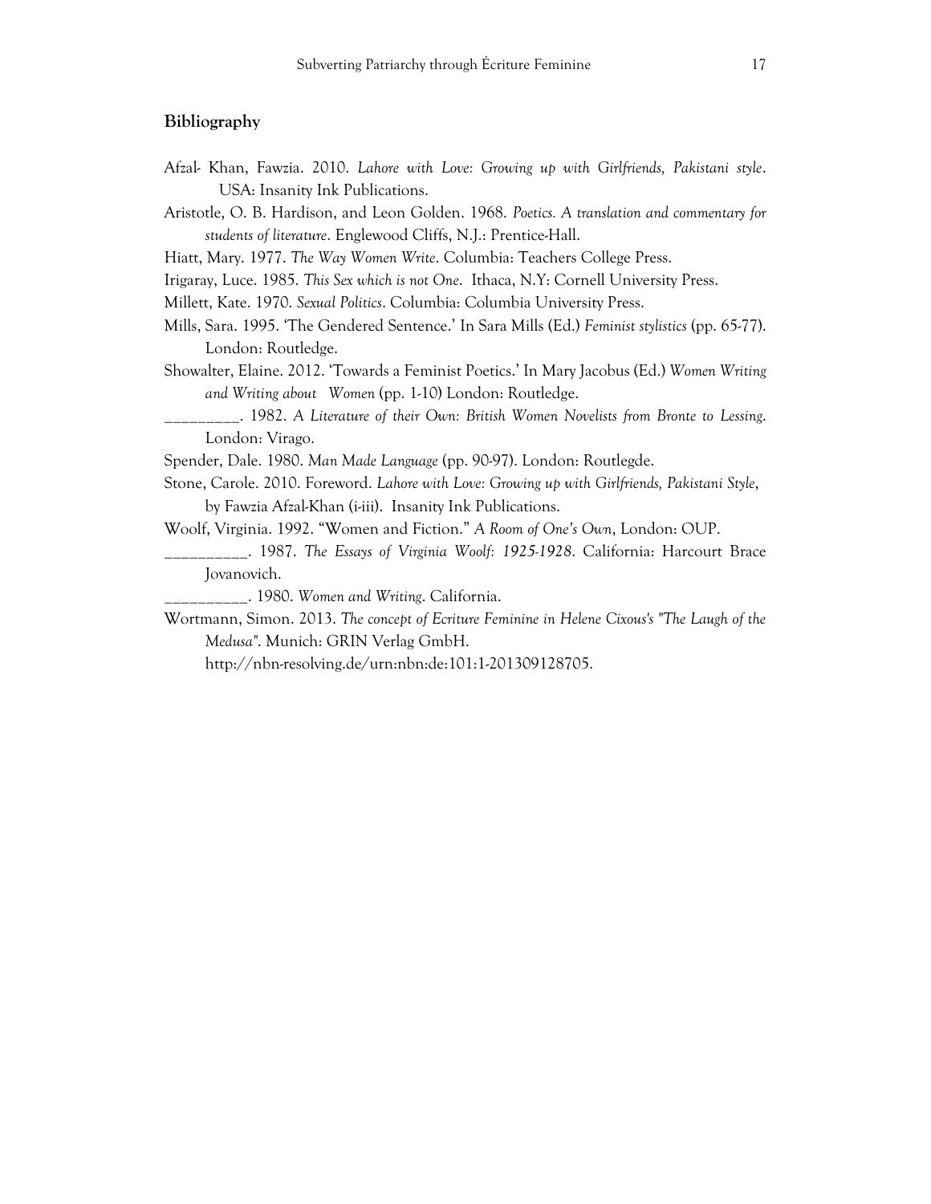## Bibliography

Afzal- Khan, Fawzia. 2010. *Lahore with Love: Growing up with Girlfriends, Pakistani style*. USA: Insanity Ink Publications.

Aristotle, O. B. Hardison, and Leon Golden. 1968. *Poetics. A translation and commentary for students of literature*. Englewood Cliffs, N.J.: Prentice-Hall.

Hiatt, Mary. 1977. *The Way Women Write*. Columbia: Teachers College Press.

Irigaray, Luce. 1985. *This Sex which is not One*. Ithaca, N.Y: Cornell University Press.

Millett, Kate. 1970. *Sexual Politics*. Columbia: Columbia University Press.

Mills, Sara. 1995. 'The Gendered Sentence.' In Sara Mills (Ed.) *Feminist stylistics* (pp. 65-77). London: Routledge.

Showalter, Elaine. 2012. 'Towards a Feminist Poetics.' In Mary Jacobus (Ed.) *Women Writing and Writing about Women* (pp. 1-10) London: Routledge.

_________. 1982. *A Literature of their Own: British Women Novelists from Bronte to Lessing*. London: Virago.

Spender, Dale. 1980. *Man Made Language* (pp. 90-97). London: Routlegde.

Stone, Carole. 2010. Foreword. *Lahore with Love: Growing up with Girlfriends, Pakistani Style*, by Fawzia Afzal-Khan (i-iii). Insanity Ink Publications.

Woolf, Virginia. 1992. "Women and Fiction." *A Room of One's Own*, London: OUP.

__________. 1987. *The Essays of Virginia Woolf: 1925-1928*. California: Harcourt Brace Jovanovich.

__________. 1980. *Women and Writing*. California.

Wortmann, Simon. 2013. *The concept of Ecriture Feminine in Helene Cixous's "The Laugh of the Medusa"*. Munich: GRIN Verlag GmbH. http://nbn-resolving.de/urn:nbn:de:101:1-201309128705.